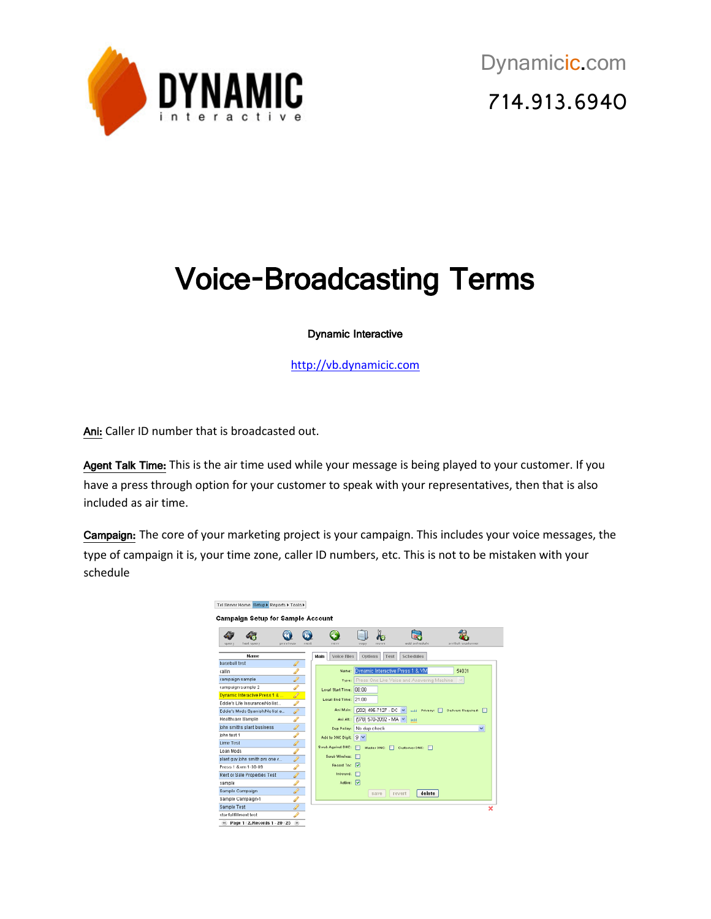Dynamicic.com

714.913.6940

# Voice-Broadcasting Terms

**Dynamic Interactive**

http://vb.dynamicic.com

**Ani:** Caller ID number that is broadcasted out.

**Agent Talk Time:** This is the air time used while your message is being played to your customer. If you have a press through option for your customer to speak with your representatives, then that is also included as air time.

**Campaign:** The core of your marketing project is your campaign. This includes your voice messages, the type of campaign it is, your time zone, caller ID numbers, etc. This is not to be mistaken with your schedule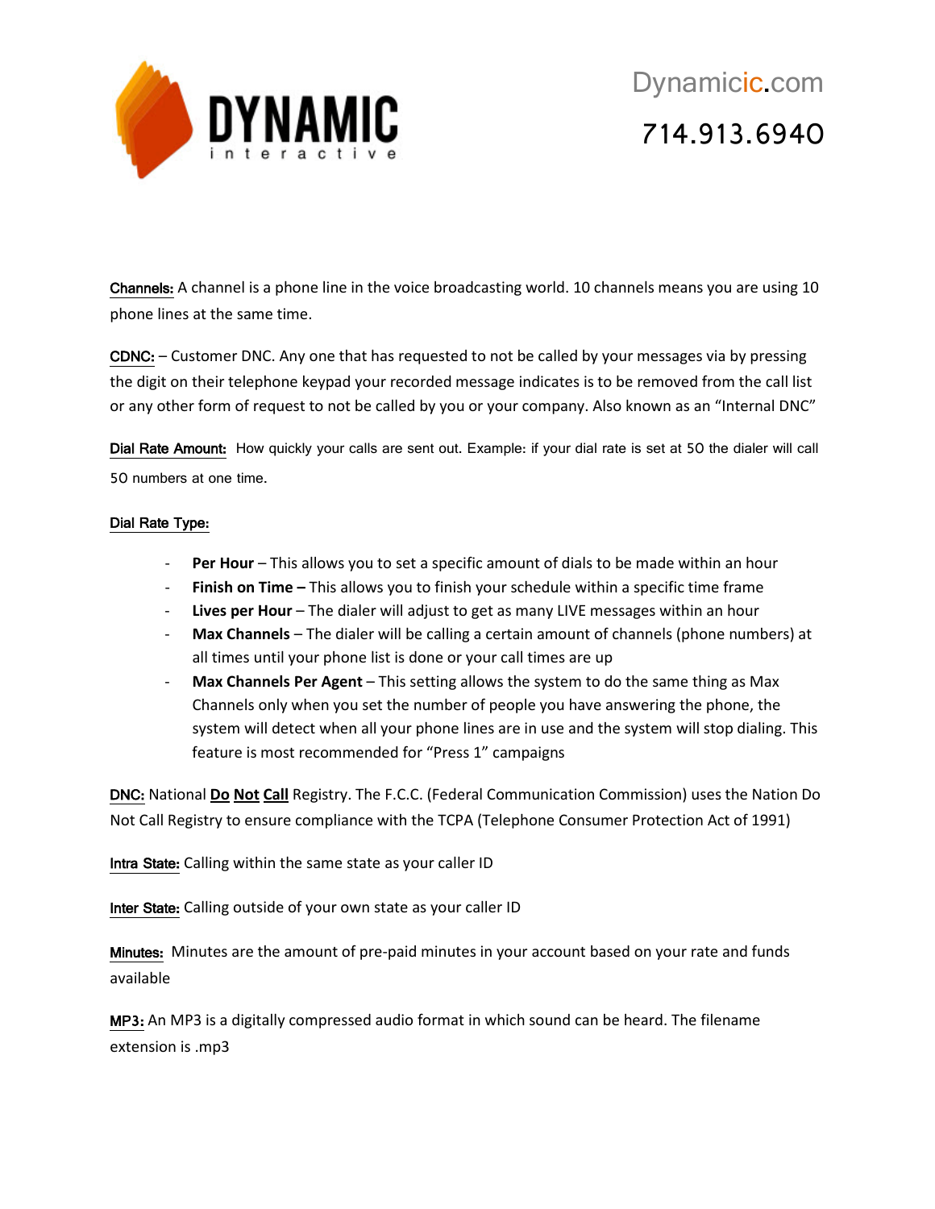Dynamicic.com

714.913.6940

**Channels:** A channel is a phone line in the voice broadcasting world. 10 channels means you are using 10 phone lines at the same time.

**CDNC:** – Customer DNC. Any one that has requested to not be called by your messages via by pressing the digit on their telephone keypad your recorded message indicates is to be removed from the call list or any other form of request to not be called by you or your company. Also known as an "Internal DNC"

**Dial Rate Amount:** How quickly your calls are sent out. Example: if your dial rate is set at 50 the dialer will call 50 numbers at one time.

**Dial Rate Type:**

- **Per Hour** – This allows you to set a specific amount of dials to be made within an hour
- **Finish on Time –** This allows you to finish your schedule within a specific time frame
- **Lives per Hour** – The dialer will adjust to get as many LIVE messages within an hour
- **Max Channels** – The dialer will be calling a certain amount of channels (phone numbers) at all times until your phone list is done or your call times are up
- **Max Channels Per Agent** – This setting allows the system to do the same thing as Max Channels only when you set the number of people you have answering the phone, the system will detect when all your phone lines are in use and the system will stop dialing. This feature is most recommended for "Press 1" campaigns

**DNC:** National **Do Not Call** Registry. The F.C.C. (Federal Communication Commission) uses the Nation Do Not Call Registry to ensure compliance with the TCPA (Telephone Consumer Protection Act of 1991)

**Intra State:** Calling within the same state as your caller ID

**Inter State:** Calling outside of your own state as your caller ID

**Minutes:** Minutes are the amount of pre-paid minutes in your account based on your rate and funds available

**MP3:** An MP3 is a digitally compressed audio format in which sound can be heard. The filename extension is .mp3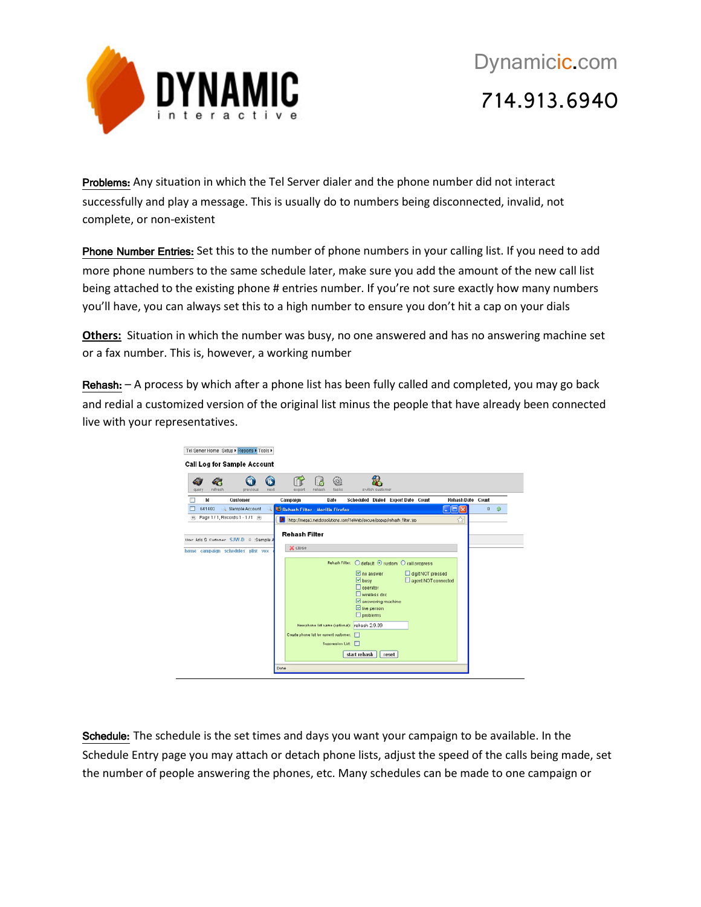**Problems:** Any situation in which the Tel Server dialer and the phone number did not interact successfully and play a message. This is usually do to numbers being disconnected, invalid, not complete, or non-existent

**Phone Number Entries:** Set this to the number of phone numbers in your calling list. If you need to add more phone numbers to the same schedule later, make sure you add the amount of the new call list being attached to the existing phone # entries number. If you're not sure exactly how many numbers you'll have, you can always set this to a high number to ensure you don't hit a cap on your dials

**Others:** Situation in which the number was busy, no one answered and has no answering machine set or a fax number. This is, however, a working number

**Rehash:** – A process by which after a phone list has been fully called and completed, you may go back and redial a customized version of the original list minus the people that have already been connected live with your representatives.

**Schedule:** The schedule is the set times and days you want your campaign to be available. In the Schedule Entry page you may attach or detach phone lists, adjust the speed of the calls being made, set the number of people answering the phones, etc. Many schedules can be made to one campaign or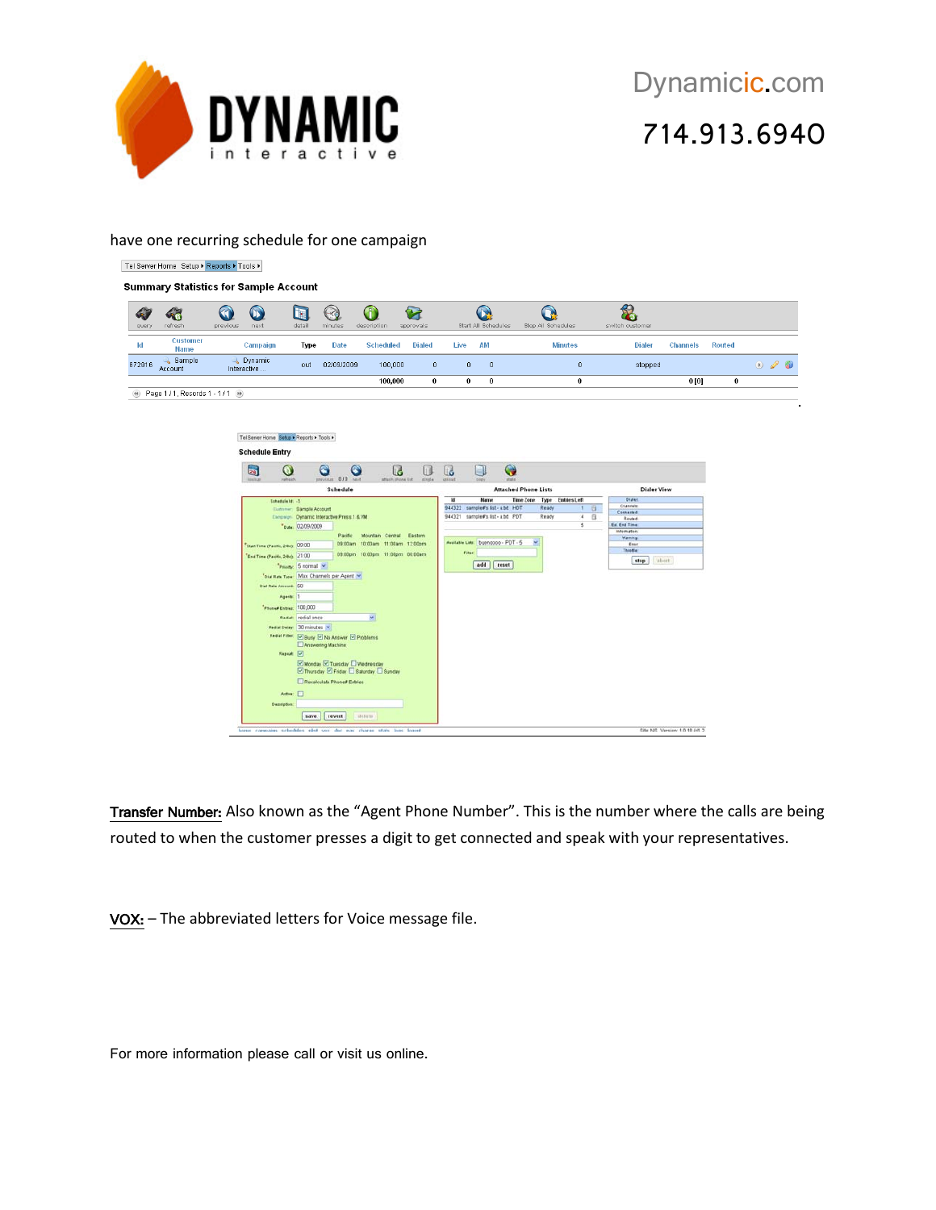have one recurring schedule for one campaign

Tel Server Home Setup ▸ Reports ▸ Tools ▸

**Summary Statistics for Sample Account**

| Id | Customer Name | Campaign | Type | Date | Scheduled | Dialed | Live | AM | Minutes | Dialer | Channels | Routed |
|---|---|---|---|---|---|---|---|---|---|---|---|---|
| 672916 | Sample Account | Dynamic Interactive ... | out | 02/09/2009 | 100,000 | 0 | 0 | 0 | 0 | stopped | | |
| | | | | | 100,000 | 0 | 0 | 0 | 0 | | 0 [0] | 0 |

Page 1 / 1, Records 1 - 1 / 1

TelServer Home Setup ▸ Reports ▸ Tools ▸

**Schedule Entry**

**Transfer Number:** Also known as the "Agent Phone Number". This is the number where the calls are being routed to when the customer presses a digit to get connected and speak with your representatives.

**VOX:** – The abbreviated letters for Voice message file.

For more information please call or visit us online.